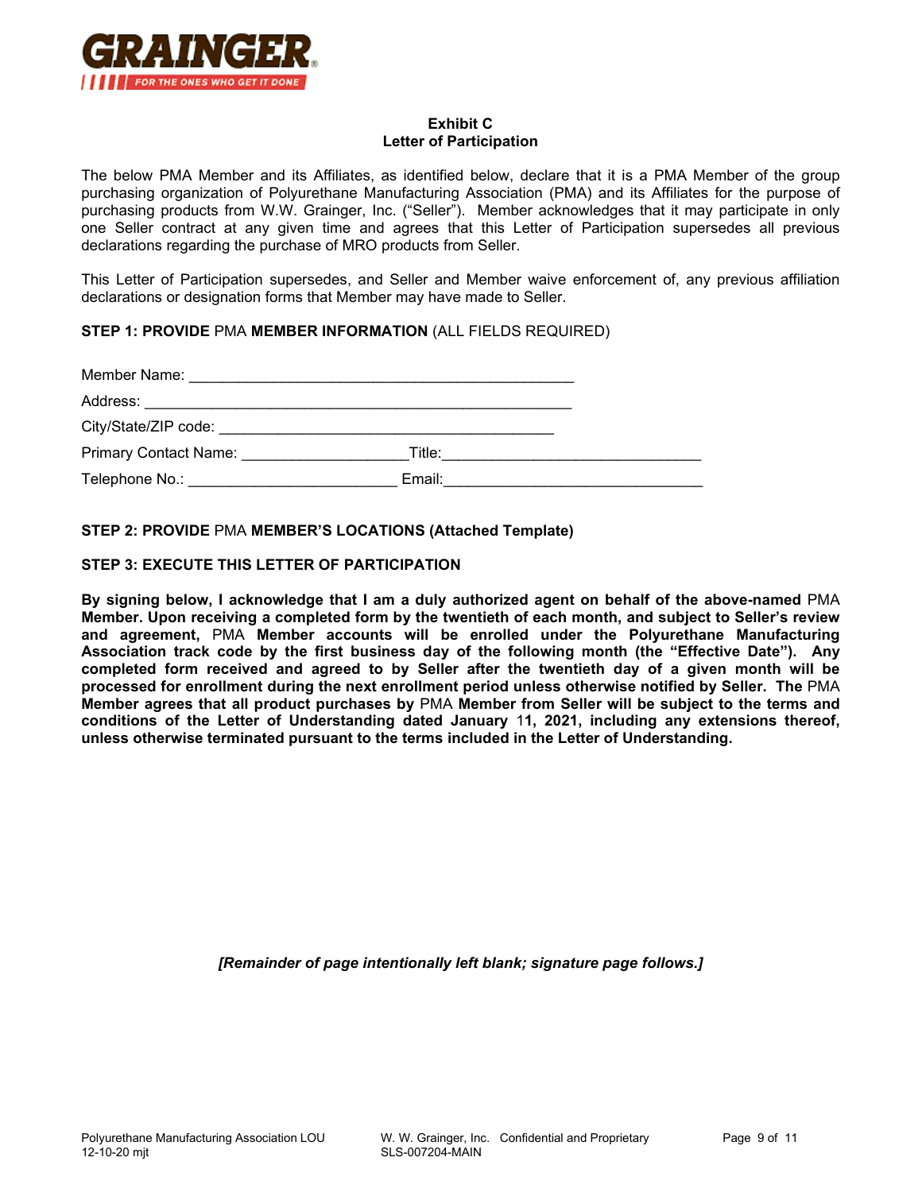**Exhibit C**
**Letter of Participation**

The below PMA Member and its Affiliates, as identified below, declare that it is a PMA Member of the group purchasing organization of Polyurethane Manufacturing Association (PMA) and its Affiliates for the purpose of purchasing products from W.W. Grainger, Inc. ("Seller"). Member acknowledges that it may participate in only one Seller contract at any given time and agrees that this Letter of Participation supersedes all previous declarations regarding the purchase of MRO products from Seller.

This Letter of Participation supersedes, and Seller and Member waive enforcement of, any previous affiliation declarations or designation forms that Member may have made to Seller.

**STEP 1: PROVIDE** PMA **MEMBER INFORMATION** (ALL FIELDS REQUIRED)

Member Name: _______________________________________________

Address: ____________________________________________________

City/State/ZIP code: _________________________________________

Primary Contact Name: ____________________Title:______________________________

Telephone No.: _________________________ Email:______________________________

**STEP 2: PROVIDE** PMA **MEMBER'S LOCATIONS (Attached Template)**

**STEP 3: EXECUTE THIS LETTER OF PARTICIPATION**

**By signing below, I acknowledge that I am a duly authorized agent on behalf of the above-named** PMA **Member. Upon receiving a completed form by the twentieth of each month, and subject to Seller's review and agreement,** PMA **Member accounts will be enrolled under the Polyurethane Manufacturing Association track code by the first business day of the following month (the "Effective Date"). Any completed form received and agreed to by Seller after the twentieth day of a given month will be processed for enrollment during the next enrollment period unless otherwise notified by Seller. The** PMA **Member agrees that all product purchases by** PMA **Member from Seller will be subject to the terms and conditions of the Letter of Understanding dated January** 1**1, 2021, including any extensions thereof, unless otherwise terminated pursuant to the terms included in the Letter of Understanding.**

***[Remainder of page intentionally left blank; signature page follows.]***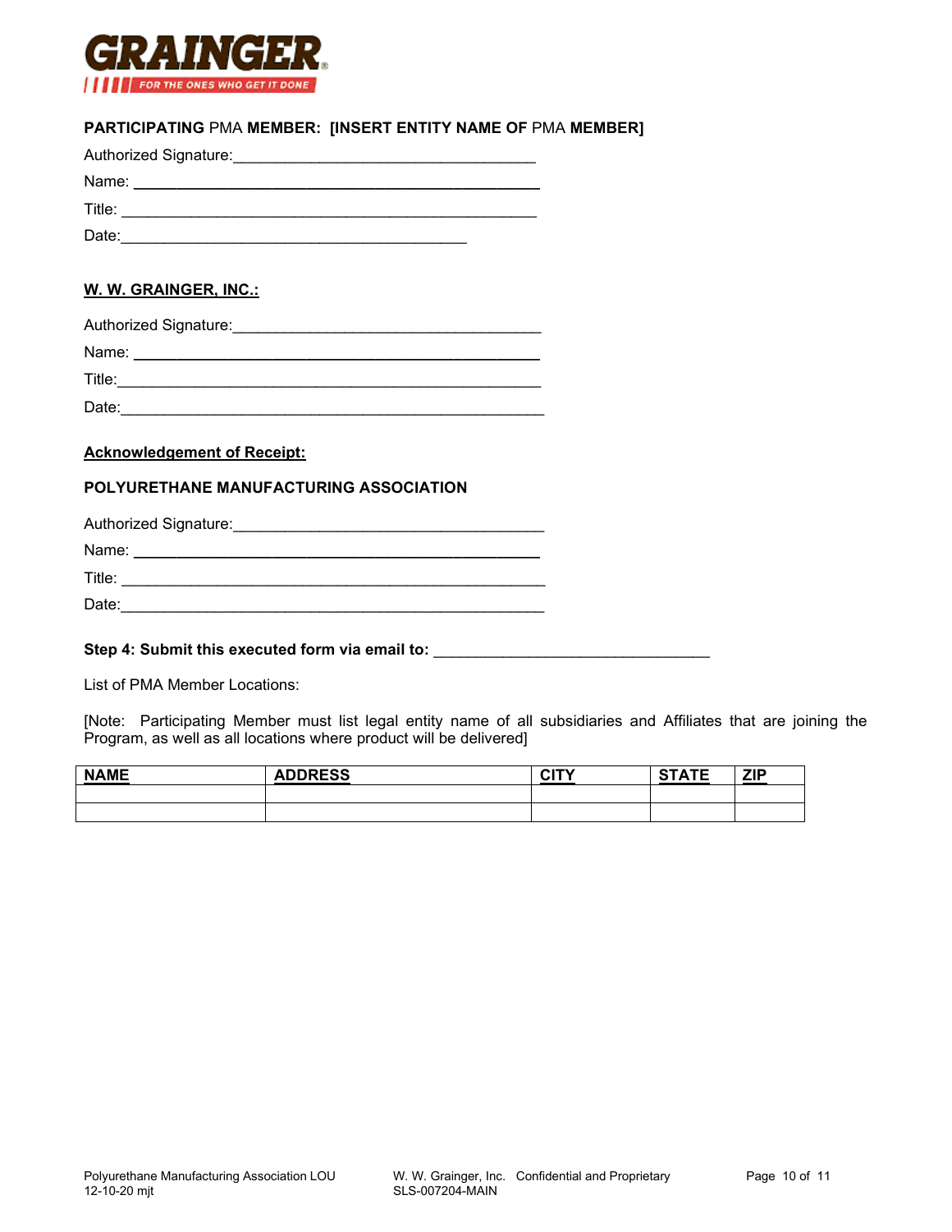**GRAINGER**
FOR THE ONES WHO GET IT DONE

**PARTICIPATING** PMA **MEMBER: [INSERT ENTITY NAME OF** PMA **MEMBER]**

Authorized Signature:____________________________________

Name: ________________________________________________

Title: ________________________________________________

Date:_________________________________________

**W. W. GRAINGER, INC.:**

Authorized Signature:____________________________________

Name: ________________________________________________

Title:_________________________________________________

Date:_________________________________________________

**Acknowledgement of Receipt:**

**POLYURETHANE MANUFACTURING ASSOCIATION**

Authorized Signature:____________________________________

Name: ________________________________________________

Title: ________________________________________________

Date:_________________________________________________

**Step 4: Submit this executed form via email to:** _________________________________

List of PMA Member Locations:

[Note: Participating Member must list legal entity name of all subsidiaries and Affiliates that are joining the Program, as well as all locations where product will be delivered]

| NAME | ADDRESS | CITY | STATE | ZIP |
|---|---|---|---|---|
| | | | | |
| | | | | |